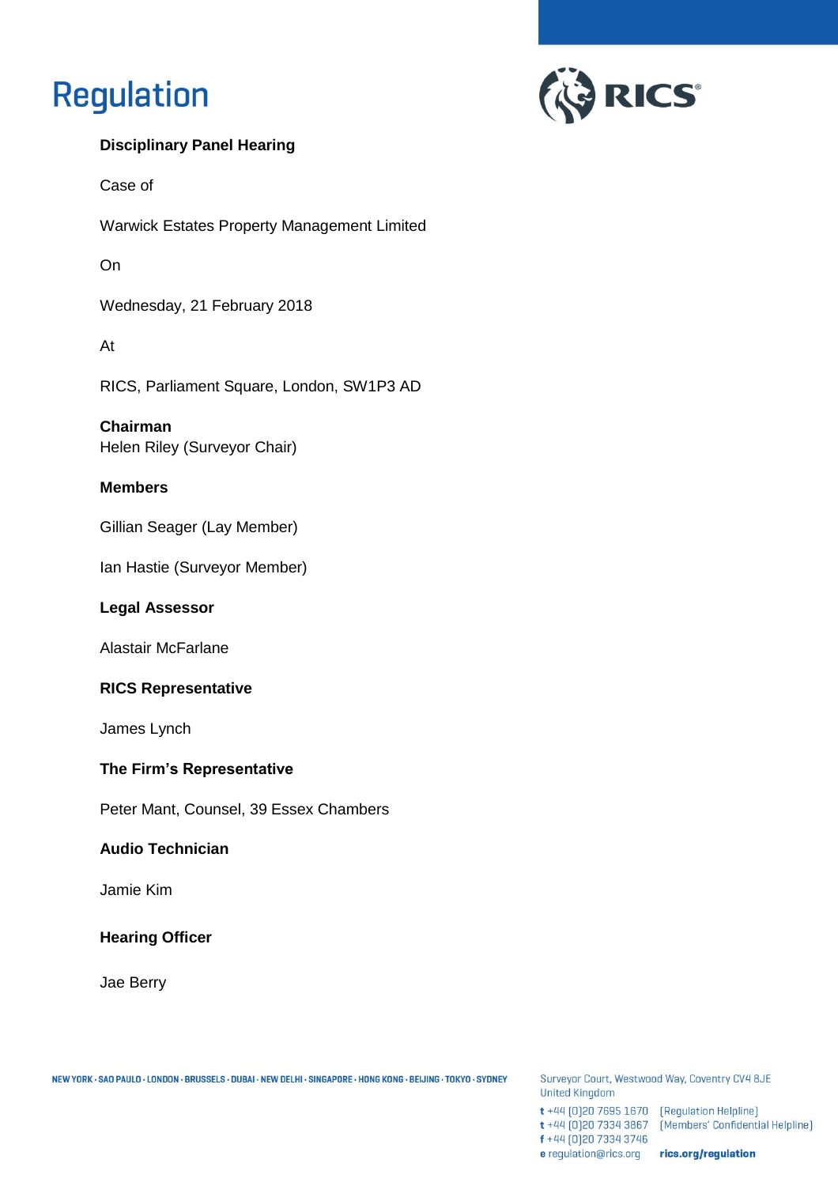# Regulation

**Disciplinary Panel Hearing**

Case of

Warwick Estates Property Management Limited

On

Wednesday, 21 February 2018

At

RICS, Parliament Square, London, SW1P3 AD

**Chairman**
Helen Riley (Surveyor Chair)

**Members**

Gillian Seager (Lay Member)

Ian Hastie (Surveyor Member)

**Legal Assessor**

Alastair McFarlane

**RICS Representative**

James Lynch

**The Firm's Representative**

Peter Mant, Counsel, 39 Essex Chambers

**Audio Technician**

Jamie Kim

**Hearing Officer**

Jae Berry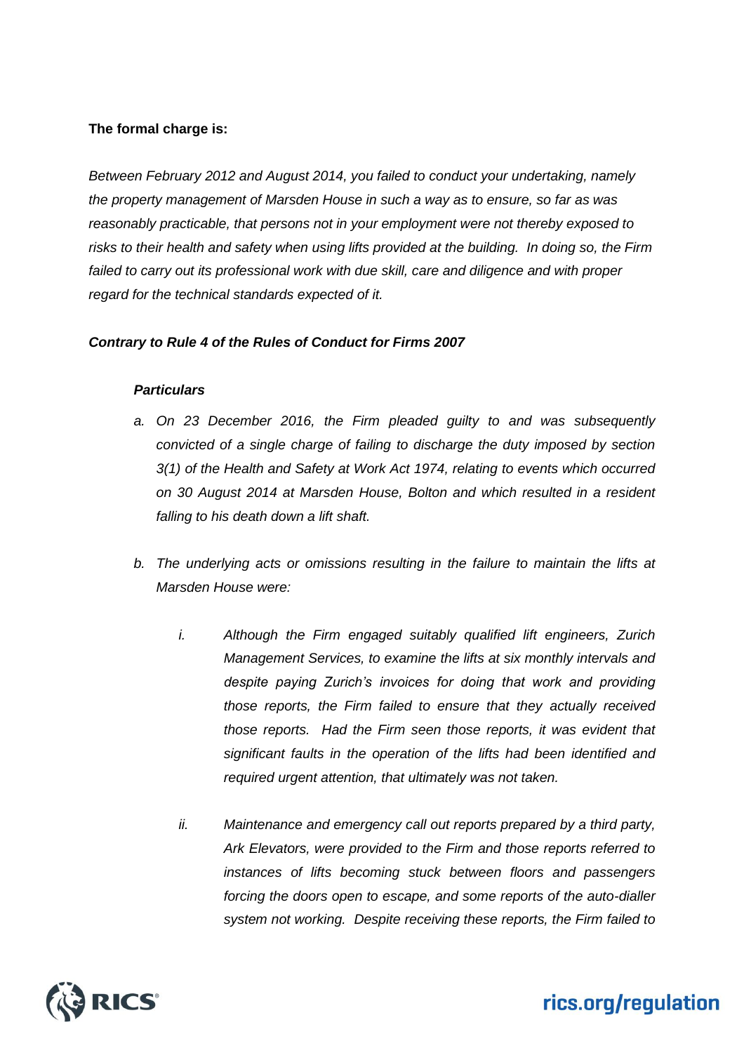**The formal charge is:**

*Between February 2012 and August 2014, you failed to conduct your undertaking, namely the property management of Marsden House in such a way as to ensure, so far as was reasonably practicable, that persons not in your employment were not thereby exposed to risks to their health and safety when using lifts provided at the building. In doing so, the Firm failed to carry out its professional work with due skill, care and diligence and with proper regard for the technical standards expected of it.*

***Contrary to Rule 4 of the Rules of Conduct for Firms 2007***

***Particulars***

a. *On 23 December 2016, the Firm pleaded guilty to and was subsequently convicted of a single charge of failing to discharge the duty imposed by section 3(1) of the Health and Safety at Work Act 1974, relating to events which occurred on 30 August 2014 at Marsden House, Bolton and which resulted in a resident falling to his death down a lift shaft.*

b. *The underlying acts or omissions resulting in the failure to maintain the lifts at Marsden House were:*

   i. *Although the Firm engaged suitably qualified lift engineers, Zurich Management Services, to examine the lifts at six monthly intervals and despite paying Zurich's invoices for doing that work and providing those reports, the Firm failed to ensure that they actually received those reports. Had the Firm seen those reports, it was evident that significant faults in the operation of the lifts had been identified and required urgent attention, that ultimately was not taken.*

   ii. *Maintenance and emergency call out reports prepared by a third party, Ark Elevators, were provided to the Firm and those reports referred to instances of lifts becoming stuck between floors and passengers forcing the doors open to escape, and some reports of the auto-dialler system not working. Despite receiving these reports, the Firm failed to*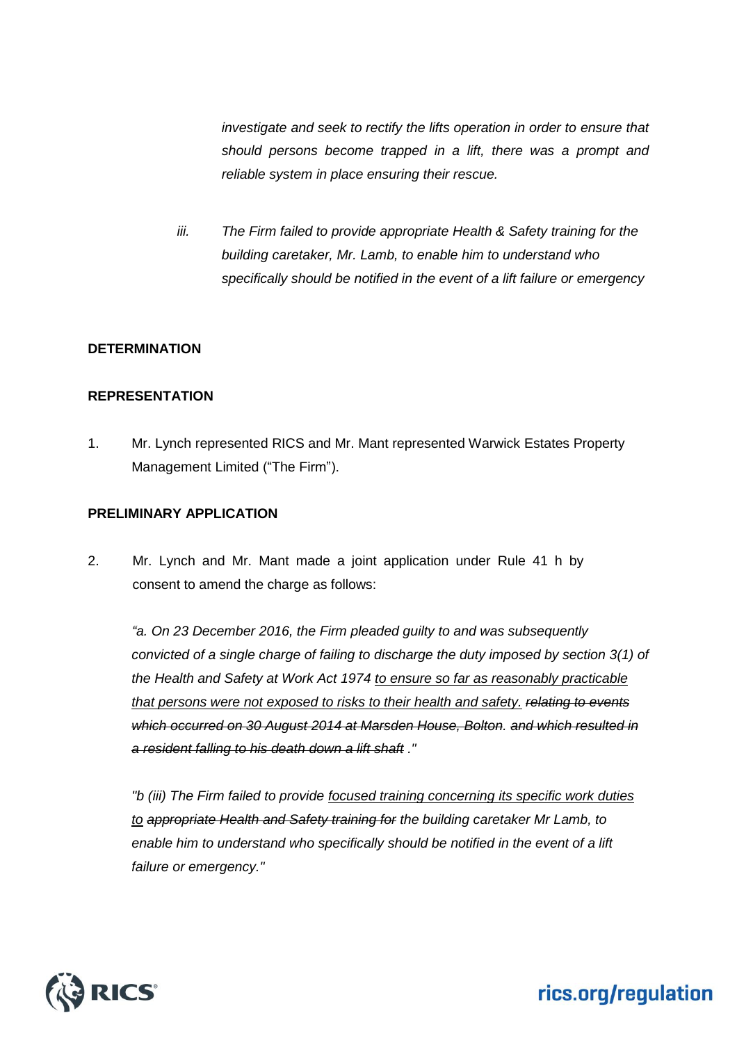*investigate and seek to rectify the lifts operation in order to ensure that should persons become trapped in a lift, there was a prompt and reliable system in place ensuring their rescue.*

*iii. The Firm failed to provide appropriate Health & Safety training for the building caretaker, Mr. Lamb, to enable him to understand who specifically should be notified in the event of a lift failure or emergency*

**DETERMINATION**

**REPRESENTATION**

1. Mr. Lynch represented RICS and Mr. Mant represented Warwick Estates Property Management Limited ("The Firm").

**PRELIMINARY APPLICATION**

2. Mr. Lynch and Mr. Mant made a joint application under Rule 41 h by consent to amend the charge as follows:

*"a. On 23 December 2016, the Firm pleaded guilty to and was subsequently convicted of a single charge of failing to discharge the duty imposed by section 3(1) of the Health and Safety at Work Act 1974 <u>to ensure so far as reasonably practicable that persons were not exposed to risks to their health and safety.</u> ~~relating to events which occurred on 30 August 2014 at Marsden House, Bolton. and which resulted in a resident falling to his death down a lift shaft~~ ."*

*"b (iii) The Firm failed to provide <u>focused training concerning its specific work duties to</u> ~~appropriate Health and Safety training for~~ the building caretaker Mr Lamb, to enable him to understand who specifically should be notified in the event of a lift failure or emergency."*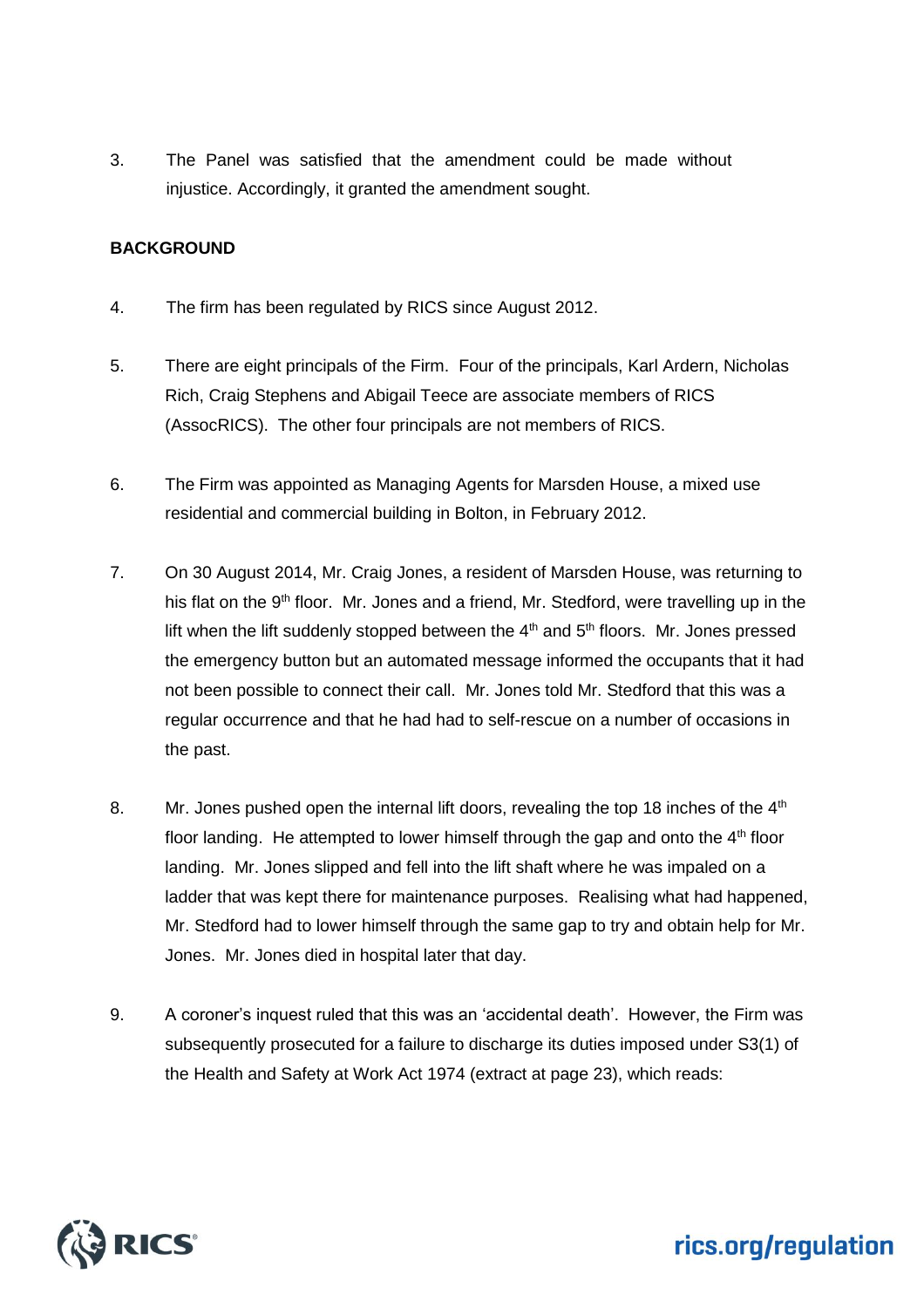3. The Panel was satisfied that the amendment could be made without injustice. Accordingly, it granted the amendment sought.

**BACKGROUND**

4. The firm has been regulated by RICS since August 2012.

5. There are eight principals of the Firm. Four of the principals, Karl Ardern, Nicholas Rich, Craig Stephens and Abigail Teece are associate members of RICS (AssocRICS). The other four principals are not members of RICS.

6. The Firm was appointed as Managing Agents for Marsden House, a mixed use residential and commercial building in Bolton, in February 2012.

7. On 30 August 2014, Mr. Craig Jones, a resident of Marsden House, was returning to his flat on the 9th floor. Mr. Jones and a friend, Mr. Stedford, were travelling up in the lift when the lift suddenly stopped between the 4th and 5th floors. Mr. Jones pressed the emergency button but an automated message informed the occupants that it had not been possible to connect their call. Mr. Jones told Mr. Stedford that this was a regular occurrence and that he had had to self-rescue on a number of occasions in the past.

8. Mr. Jones pushed open the internal lift doors, revealing the top 18 inches of the 4th floor landing. He attempted to lower himself through the gap and onto the 4th floor landing. Mr. Jones slipped and fell into the lift shaft where he was impaled on a ladder that was kept there for maintenance purposes. Realising what had happened, Mr. Stedford had to lower himself through the same gap to try and obtain help for Mr. Jones. Mr. Jones died in hospital later that day.

9. A coroner's inquest ruled that this was an 'accidental death'. However, the Firm was subsequently prosecuted for a failure to discharge its duties imposed under S3(1) of the Health and Safety at Work Act 1974 (extract at page 23), which reads: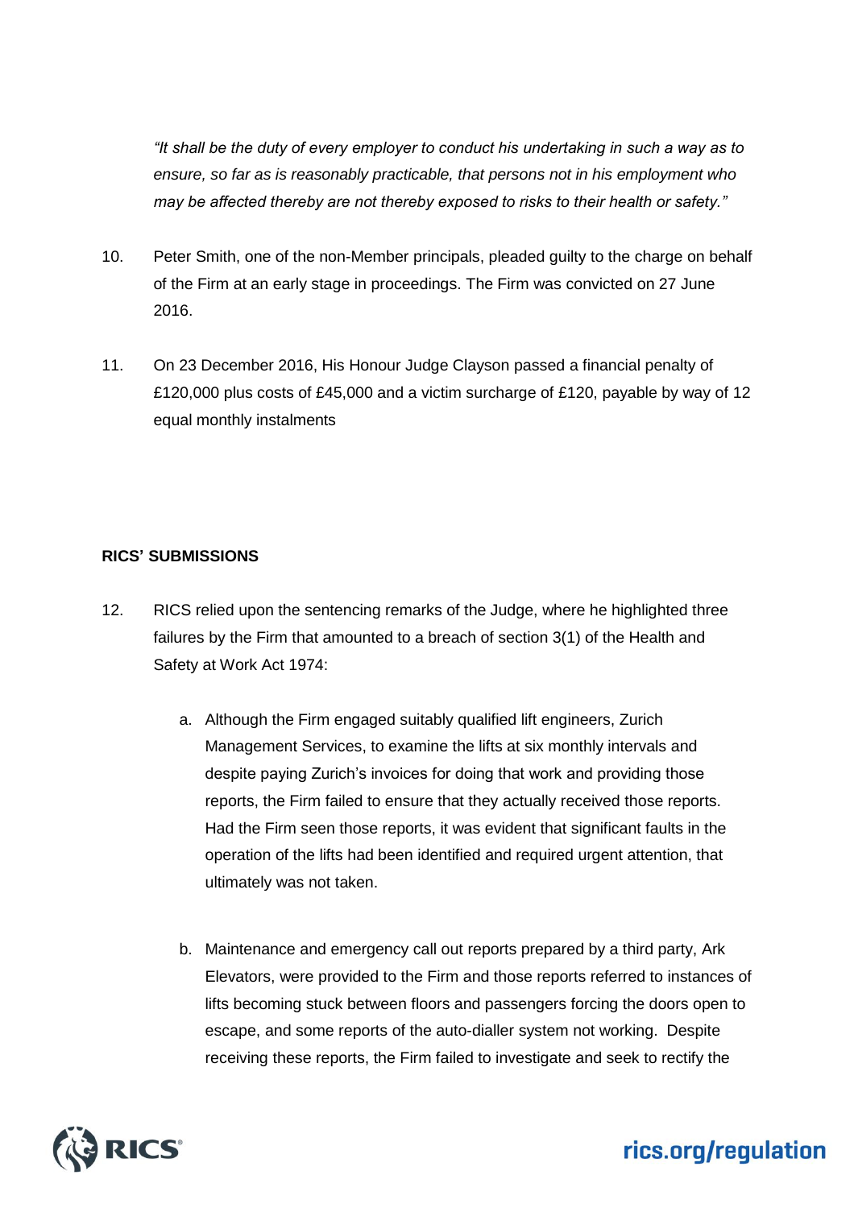*"It shall be the duty of every employer to conduct his undertaking in such a way as to ensure, so far as is reasonably practicable, that persons not in his employment who may be affected thereby are not thereby exposed to risks to their health or safety."*

10. Peter Smith, one of the non-Member principals, pleaded guilty to the charge on behalf of the Firm at an early stage in proceedings. The Firm was convicted on 27 June 2016.

11. On 23 December 2016, His Honour Judge Clayson passed a financial penalty of £120,000 plus costs of £45,000 and a victim surcharge of £120, payable by way of 12 equal monthly instalments

**RICS' SUBMISSIONS**

12. RICS relied upon the sentencing remarks of the Judge, where he highlighted three failures by the Firm that amounted to a breach of section 3(1) of the Health and Safety at Work Act 1974:

    a. Although the Firm engaged suitably qualified lift engineers, Zurich Management Services, to examine the lifts at six monthly intervals and despite paying Zurich's invoices for doing that work and providing those reports, the Firm failed to ensure that they actually received those reports. Had the Firm seen those reports, it was evident that significant faults in the operation of the lifts had been identified and required urgent attention, that ultimately was not taken.

    b. Maintenance and emergency call out reports prepared by a third party, Ark Elevators, were provided to the Firm and those reports referred to instances of lifts becoming stuck between floors and passengers forcing the doors open to escape, and some reports of the auto-dialler system not working. Despite receiving these reports, the Firm failed to investigate and seek to rectify the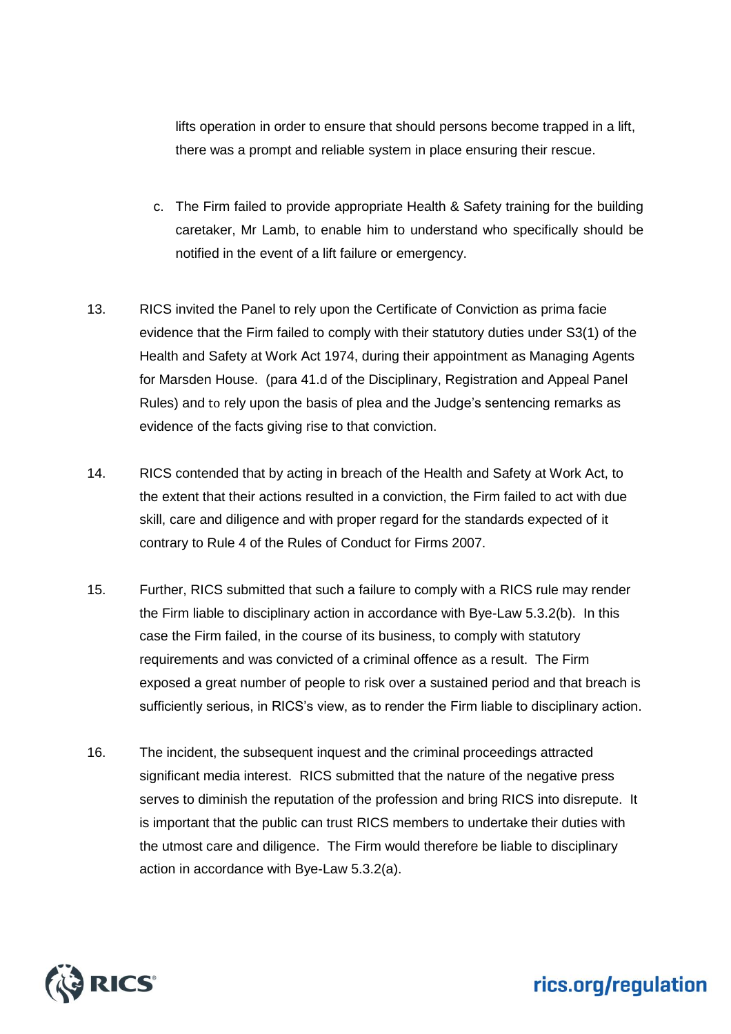lifts operation in order to ensure that should persons become trapped in a lift, there was a prompt and reliable system in place ensuring their rescue.

c. The Firm failed to provide appropriate Health & Safety training for the building caretaker, Mr Lamb, to enable him to understand who specifically should be notified in the event of a lift failure or emergency.

13. RICS invited the Panel to rely upon the Certificate of Conviction as prima facie evidence that the Firm failed to comply with their statutory duties under S3(1) of the Health and Safety at Work Act 1974, during their appointment as Managing Agents for Marsden House. (para 41.d of the Disciplinary, Registration and Appeal Panel Rules) and to rely upon the basis of plea and the Judge's sentencing remarks as evidence of the facts giving rise to that conviction.

14. RICS contended that by acting in breach of the Health and Safety at Work Act, to the extent that their actions resulted in a conviction, the Firm failed to act with due skill, care and diligence and with proper regard for the standards expected of it contrary to Rule 4 of the Rules of Conduct for Firms 2007.

15. Further, RICS submitted that such a failure to comply with a RICS rule may render the Firm liable to disciplinary action in accordance with Bye-Law 5.3.2(b). In this case the Firm failed, in the course of its business, to comply with statutory requirements and was convicted of a criminal offence as a result. The Firm exposed a great number of people to risk over a sustained period and that breach is sufficiently serious, in RICS's view, as to render the Firm liable to disciplinary action.

16. The incident, the subsequent inquest and the criminal proceedings attracted significant media interest. RICS submitted that the nature of the negative press serves to diminish the reputation of the profession and bring RICS into disrepute. It is important that the public can trust RICS members to undertake their duties with the utmost care and diligence. The Firm would therefore be liable to disciplinary action in accordance with Bye-Law 5.3.2(a).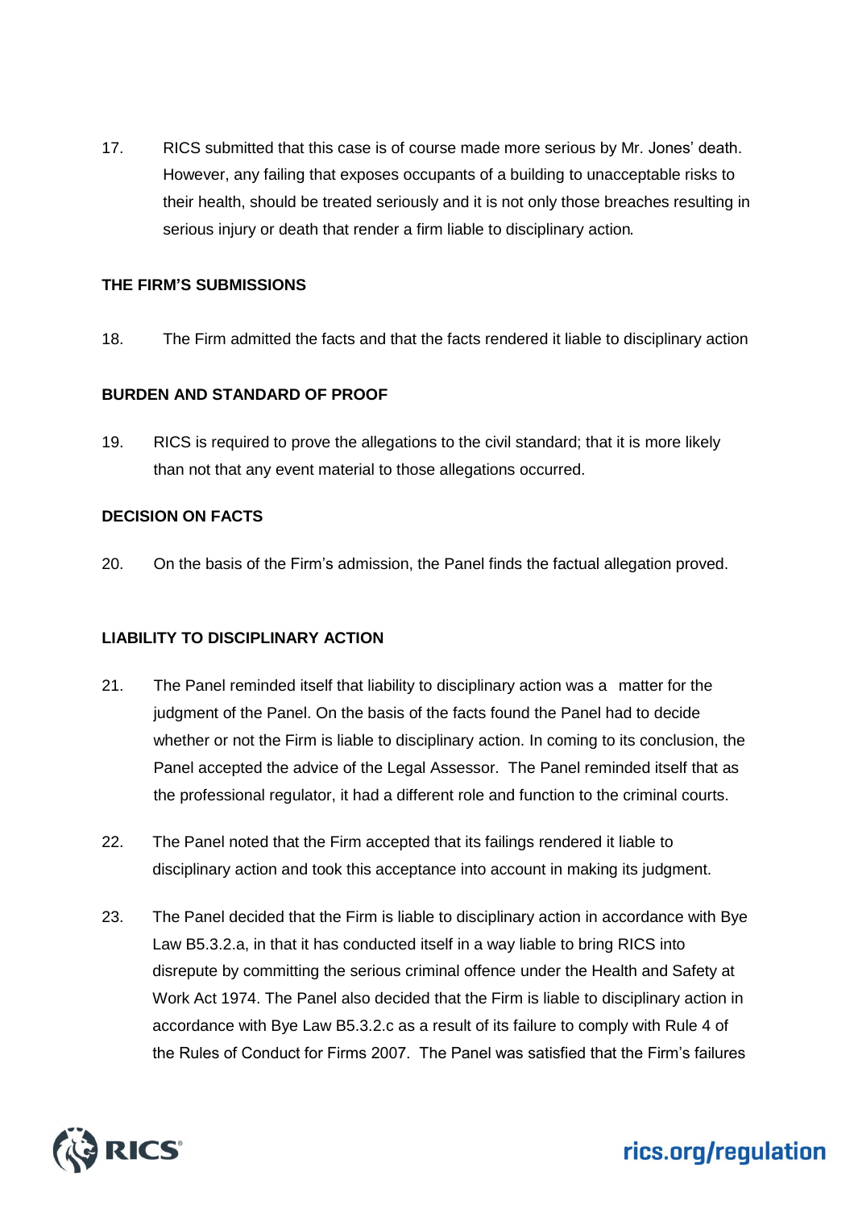17. RICS submitted that this case is of course made more serious by Mr. Jones' death. However, any failing that exposes occupants of a building to unacceptable risks to their health, should be treated seriously and it is not only those breaches resulting in serious injury or death that render a firm liable to disciplinary action.

## THE FIRM'S SUBMISSIONS

18. The Firm admitted the facts and that the facts rendered it liable to disciplinary action

## BURDEN AND STANDARD OF PROOF

19. RICS is required to prove the allegations to the civil standard; that it is more likely than not that any event material to those allegations occurred.

## DECISION ON FACTS

20. On the basis of the Firm's admission, the Panel finds the factual allegation proved.

## LIABILITY TO DISCIPLINARY ACTION

21. The Panel reminded itself that liability to disciplinary action was a matter for the judgment of the Panel. On the basis of the facts found the Panel had to decide whether or not the Firm is liable to disciplinary action. In coming to its conclusion, the Panel accepted the advice of the Legal Assessor. The Panel reminded itself that as the professional regulator, it had a different role and function to the criminal courts.

22. The Panel noted that the Firm accepted that its failings rendered it liable to disciplinary action and took this acceptance into account in making its judgment.

23. The Panel decided that the Firm is liable to disciplinary action in accordance with Bye Law B5.3.2.a, in that it has conducted itself in a way liable to bring RICS into disrepute by committing the serious criminal offence under the Health and Safety at Work Act 1974. The Panel also decided that the Firm is liable to disciplinary action in accordance with Bye Law B5.3.2.c as a result of its failure to comply with Rule 4 of the Rules of Conduct for Firms 2007. The Panel was satisfied that the Firm's failures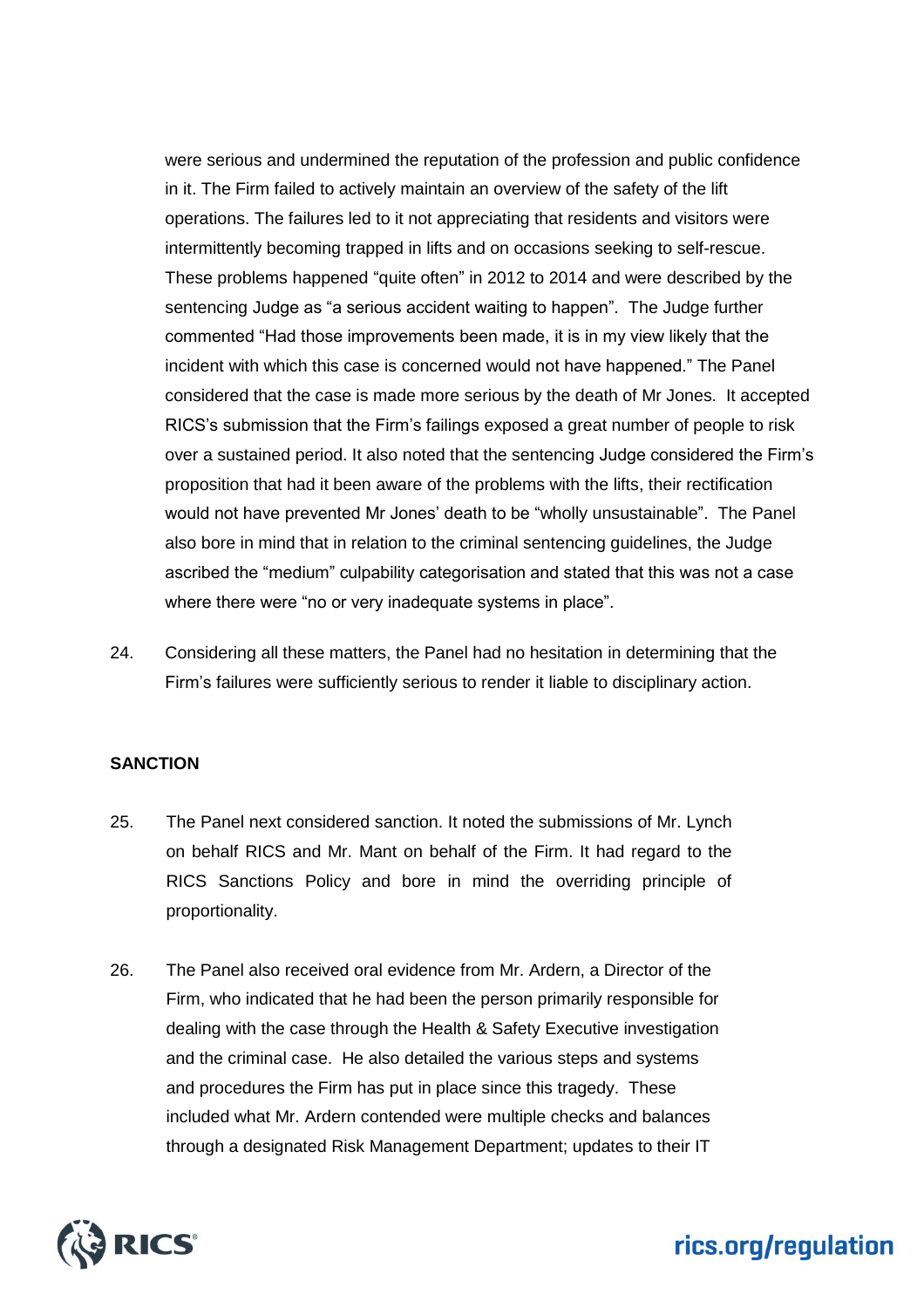were serious and undermined the reputation of the profession and public confidence in it. The Firm failed to actively maintain an overview of the safety of the lift operations. The failures led to it not appreciating that residents and visitors were intermittently becoming trapped in lifts and on occasions seeking to self-rescue. These problems happened "quite often" in 2012 to 2014 and were described by the sentencing Judge as "a serious accident waiting to happen". The Judge further commented "Had those improvements been made, it is in my view likely that the incident with which this case is concerned would not have happened." The Panel considered that the case is made more serious by the death of Mr Jones. It accepted RICS's submission that the Firm's failings exposed a great number of people to risk over a sustained period. It also noted that the sentencing Judge considered the Firm's proposition that had it been aware of the problems with the lifts, their rectification would not have prevented Mr Jones' death to be "wholly unsustainable". The Panel also bore in mind that in relation to the criminal sentencing guidelines, the Judge ascribed the "medium" culpability categorisation and stated that this was not a case where there were "no or very inadequate systems in place".

24. Considering all these matters, the Panel had no hesitation in determining that the Firm's failures were sufficiently serious to render it liable to disciplinary action.

**SANCTION**

25. The Panel next considered sanction. It noted the submissions of Mr. Lynch on behalf RICS and Mr. Mant on behalf of the Firm. It had regard to the RICS Sanctions Policy and bore in mind the overriding principle of proportionality.

26. The Panel also received oral evidence from Mr. Ardern, a Director of the Firm, who indicated that he had been the person primarily responsible for dealing with the case through the Health & Safety Executive investigation and the criminal case. He also detailed the various steps and systems and procedures the Firm has put in place since this tragedy. These included what Mr. Ardern contended were multiple checks and balances through a designated Risk Management Department; updates to their IT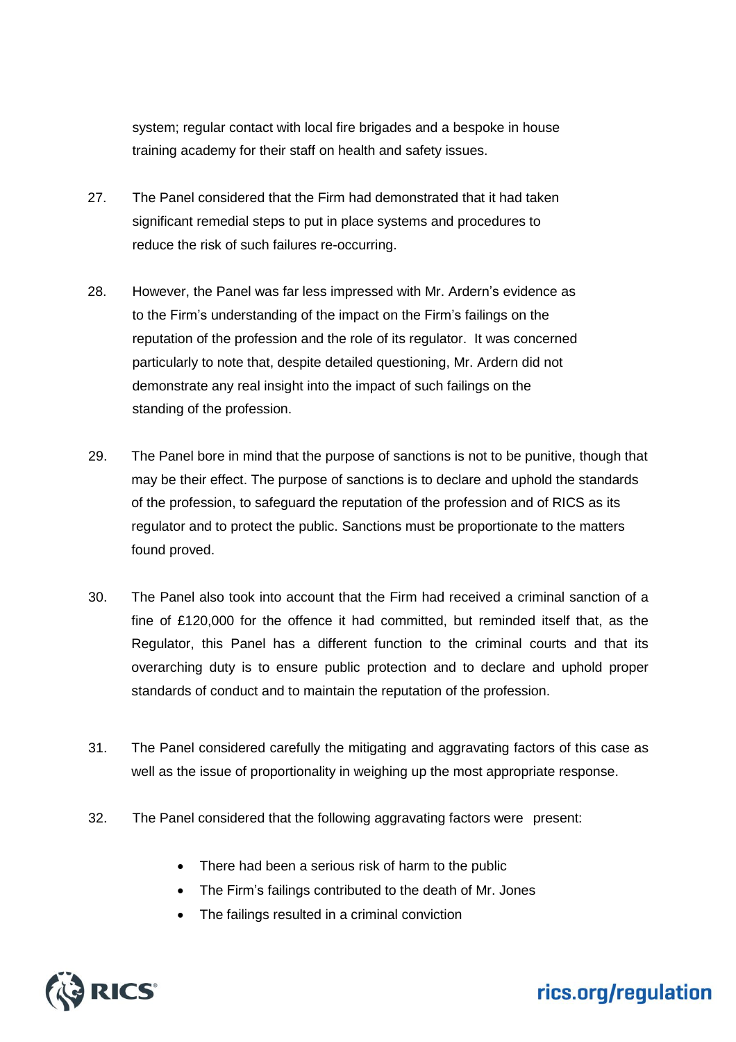system; regular contact with local fire brigades and a bespoke in house training academy for their staff on health and safety issues.

27. The Panel considered that the Firm had demonstrated that it had taken significant remedial steps to put in place systems and procedures to reduce the risk of such failures re-occurring.

28. However, the Panel was far less impressed with Mr. Ardern's evidence as to the Firm's understanding of the impact on the Firm's failings on the reputation of the profession and the role of its regulator. It was concerned particularly to note that, despite detailed questioning, Mr. Ardern did not demonstrate any real insight into the impact of such failings on the standing of the profession.

29. The Panel bore in mind that the purpose of sanctions is not to be punitive, though that may be their effect. The purpose of sanctions is to declare and uphold the standards of the profession, to safeguard the reputation of the profession and of RICS as its regulator and to protect the public. Sanctions must be proportionate to the matters found proved.

30. The Panel also took into account that the Firm had received a criminal sanction of a fine of £120,000 for the offence it had committed, but reminded itself that, as the Regulator, this Panel has a different function to the criminal courts and that its overarching duty is to ensure public protection and to declare and uphold proper standards of conduct and to maintain the reputation of the profession.

31. The Panel considered carefully the mitigating and aggravating factors of this case as well as the issue of proportionality in weighing up the most appropriate response.

32. The Panel considered that the following aggravating factors were present:

- There had been a serious risk of harm to the public
- The Firm's failings contributed to the death of Mr. Jones
- The failings resulted in a criminal conviction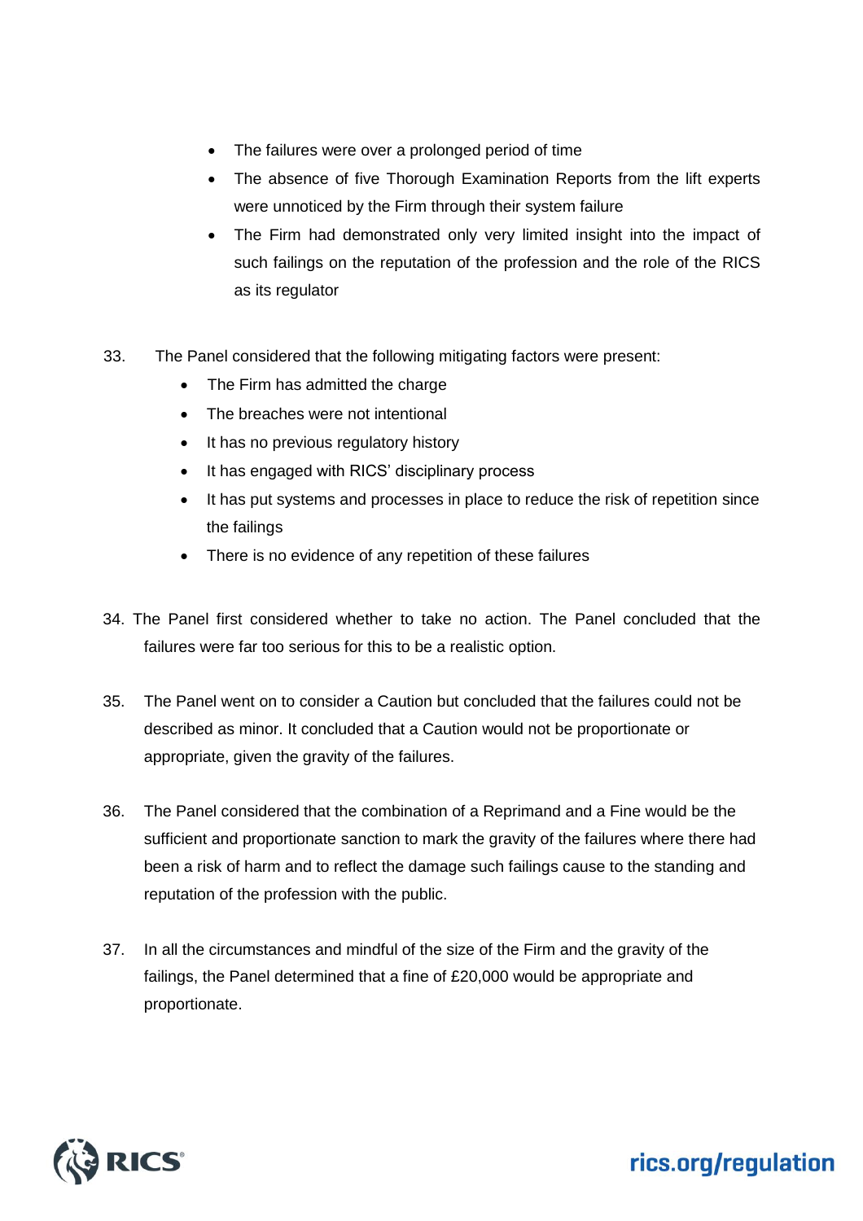- The failures were over a prolonged period of time
- The absence of five Thorough Examination Reports from the lift experts were unnoticed by the Firm through their system failure
- The Firm had demonstrated only very limited insight into the impact of such failings on the reputation of the profession and the role of the RICS as its regulator

33. The Panel considered that the following mitigating factors were present:
    - The Firm has admitted the charge
    - The breaches were not intentional
    - It has no previous regulatory history
    - It has engaged with RICS' disciplinary process
    - It has put systems and processes in place to reduce the risk of repetition since the failings
    - There is no evidence of any repetition of these failures

34. The Panel first considered whether to take no action. The Panel concluded that the failures were far too serious for this to be a realistic option.

35. The Panel went on to consider a Caution but concluded that the failures could not be described as minor. It concluded that a Caution would not be proportionate or appropriate, given the gravity of the failures.

36. The Panel considered that the combination of a Reprimand and a Fine would be the sufficient and proportionate sanction to mark the gravity of the failures where there had been a risk of harm and to reflect the damage such failings cause to the standing and reputation of the profession with the public.

37. In all the circumstances and mindful of the size of the Firm and the gravity of the failings, the Panel determined that a fine of £20,000 would be appropriate and proportionate.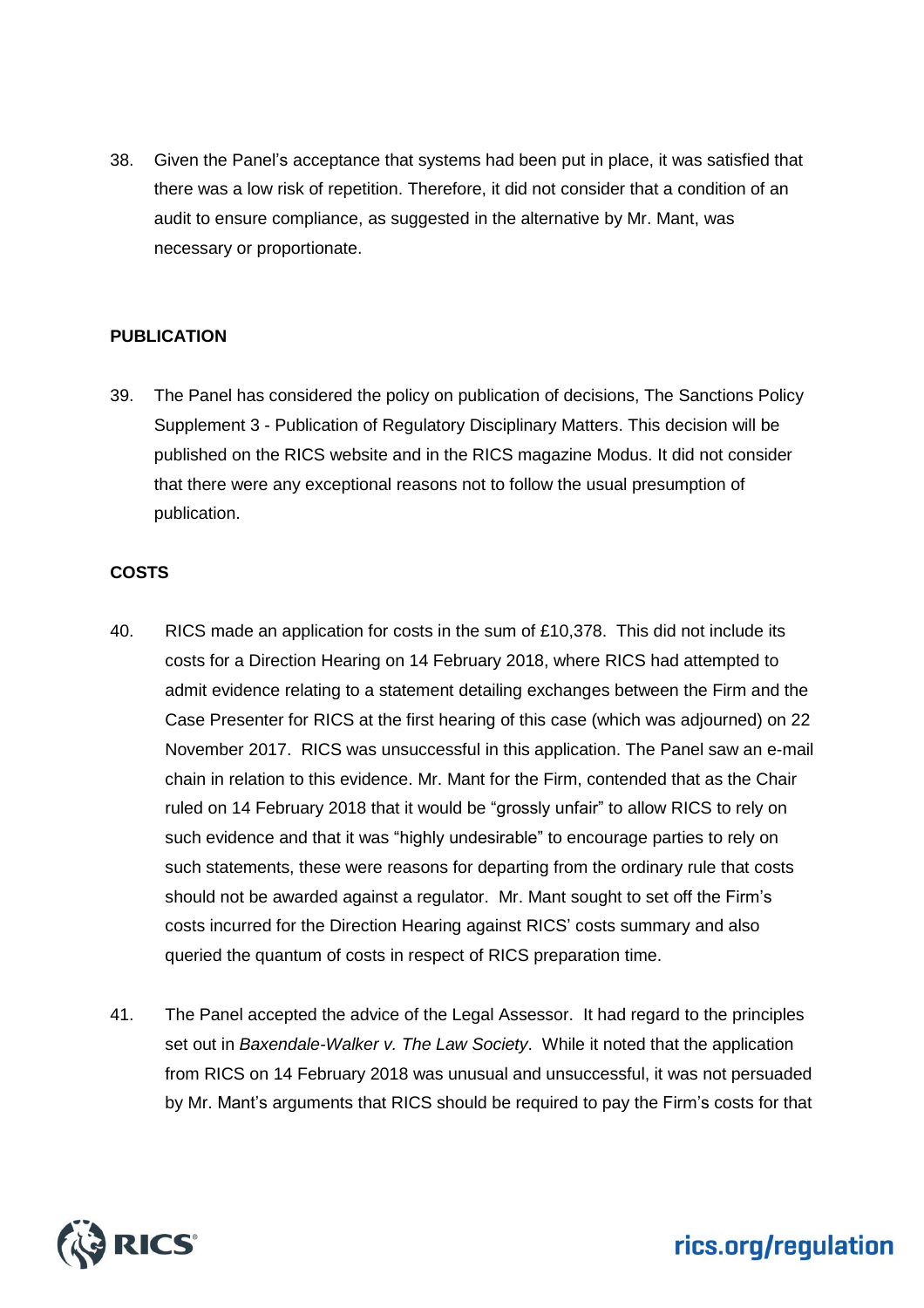38. Given the Panel's acceptance that systems had been put in place, it was satisfied that there was a low risk of repetition. Therefore, it did not consider that a condition of an audit to ensure compliance, as suggested in the alternative by Mr. Mant, was necessary or proportionate.

**PUBLICATION**

39. The Panel has considered the policy on publication of decisions, The Sanctions Policy Supplement 3 - Publication of Regulatory Disciplinary Matters. This decision will be published on the RICS website and in the RICS magazine Modus. It did not consider that there were any exceptional reasons not to follow the usual presumption of publication.

**COSTS**

40. RICS made an application for costs in the sum of £10,378. This did not include its costs for a Direction Hearing on 14 February 2018, where RICS had attempted to admit evidence relating to a statement detailing exchanges between the Firm and the Case Presenter for RICS at the first hearing of this case (which was adjourned) on 22 November 2017. RICS was unsuccessful in this application. The Panel saw an e-mail chain in relation to this evidence. Mr. Mant for the Firm, contended that as the Chair ruled on 14 February 2018 that it would be "grossly unfair" to allow RICS to rely on such evidence and that it was "highly undesirable" to encourage parties to rely on such statements, these were reasons for departing from the ordinary rule that costs should not be awarded against a regulator. Mr. Mant sought to set off the Firm's costs incurred for the Direction Hearing against RICS' costs summary and also queried the quantum of costs in respect of RICS preparation time.

41. The Panel accepted the advice of the Legal Assessor. It had regard to the principles set out in *Baxendale-Walker v. The Law Society*. While it noted that the application from RICS on 14 February 2018 was unusual and unsuccessful, it was not persuaded by Mr. Mant's arguments that RICS should be required to pay the Firm's costs for that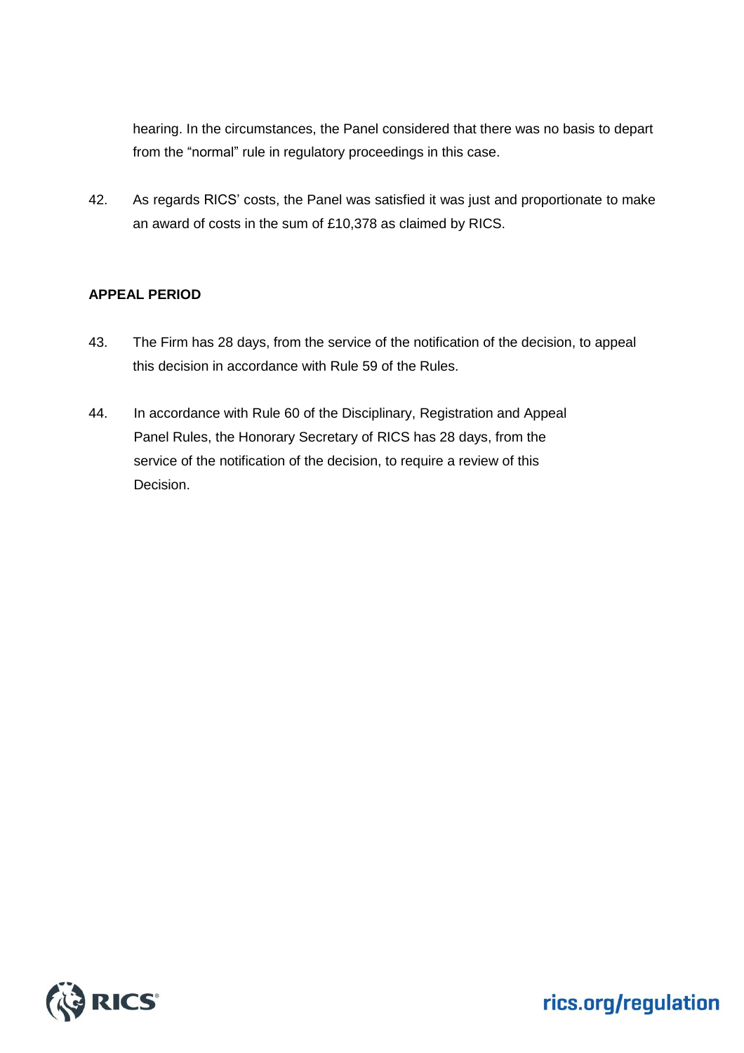hearing. In the circumstances, the Panel considered that there was no basis to depart from the "normal" rule in regulatory proceedings in this case.

42. As regards RICS' costs, the Panel was satisfied it was just and proportionate to make an award of costs in the sum of £10,378 as claimed by RICS.

**APPEAL PERIOD**

43. The Firm has 28 days, from the service of the notification of the decision, to appeal this decision in accordance with Rule 59 of the Rules.

44. In accordance with Rule 60 of the Disciplinary, Registration and Appeal Panel Rules, the Honorary Secretary of RICS has 28 days, from the service of the notification of the decision, to require a review of this Decision.